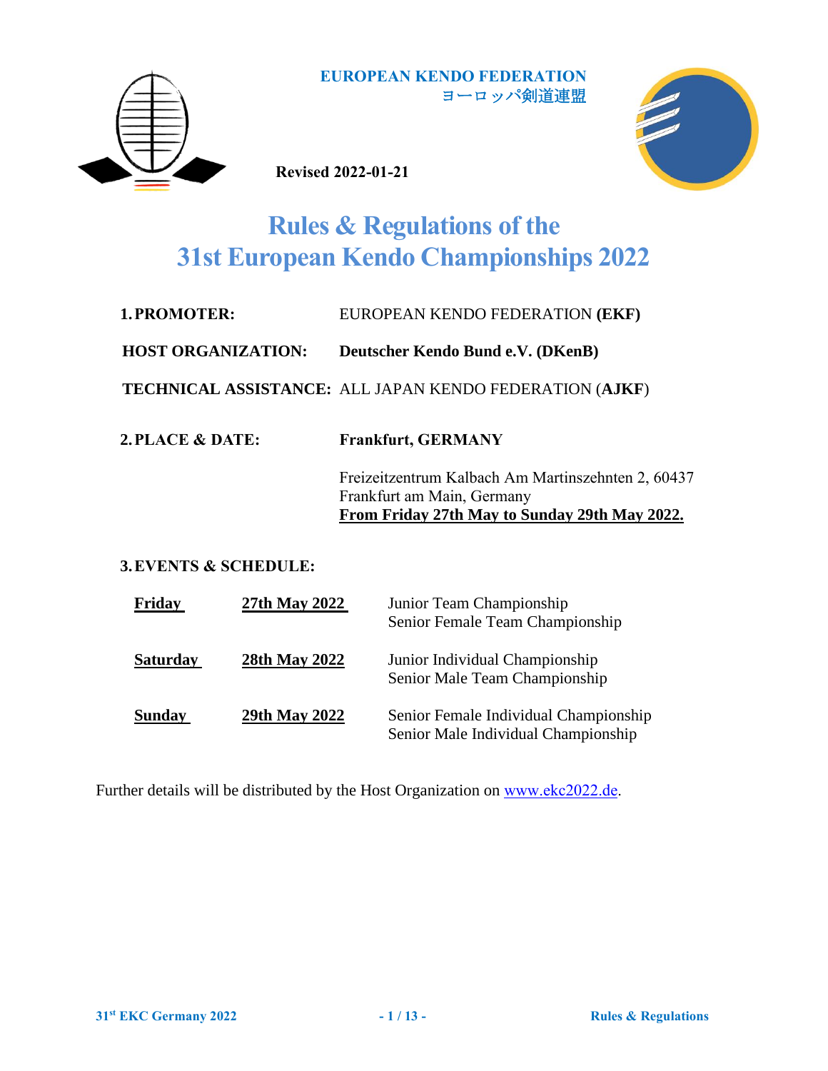**EUROPEAN KENDO FEDERATION**
ヨーロッパ剣道連盟

**Revised 2022-01-21**

# Rules & Regulations of the 31st European Kendo Championships 2022

**1. PROMOTER:** EUROPEAN KENDO FEDERATION **(EKF)**

**HOST ORGANIZATION:** **Deutscher Kendo Bund e.V. (DKenB)**

**TECHNICAL ASSISTANCE:** ALL JAPAN KENDO FEDERATION (**AJKF**)

**2. PLACE & DATE:** **Frankfurt, GERMANY**

Freizeitzentrum Kalbach Am Martinszehnten 2, 60437 Frankfurt am Main, Germany
**From Friday 27th May to Sunday 29th May 2022.**

**3. EVENTS & SCHEDULE:**

| | | |
|---|---|---|
| **Friday** | **27th May 2022** | Junior Team Championship<br>Senior Female Team Championship |
| **Saturday** | **28th May 2022** | Junior Individual Championship<br>Senior Male Team Championship |
| **Sunday** | **29th May 2022** | Senior Female Individual Championship<br>Senior Male Individual Championship |

Further details will be distributed by the Host Organization on www.ekc2022.de.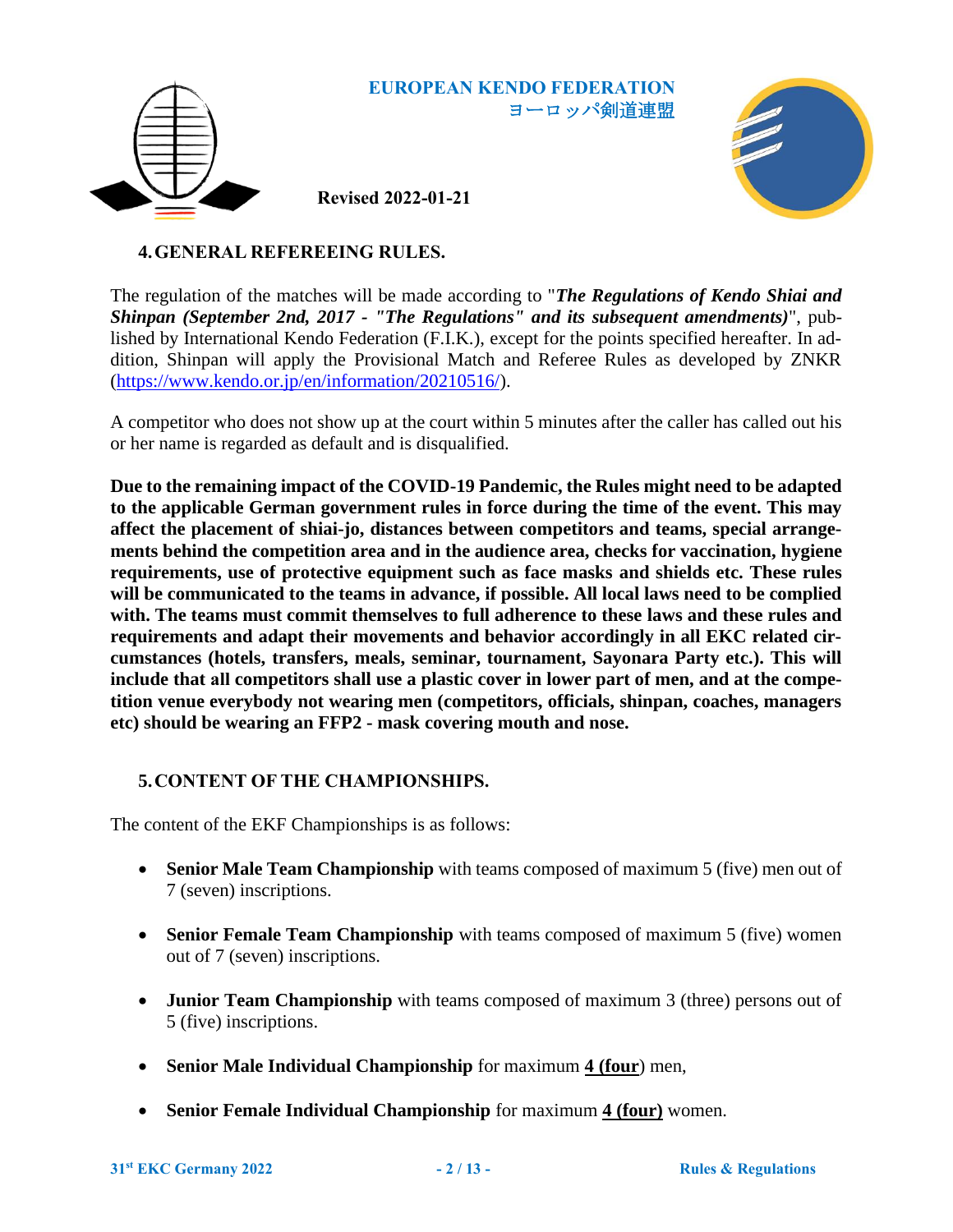## 4. GENERAL REFEREEING RULES.

The regulation of the matches will be made according to "***The Regulations of Kendo Shiai and Shinpan (September 2nd, 2017 - "The Regulations" and its subsequent amendments)***", published by International Kendo Federation (F.I.K.), except for the points specified hereafter. In addition, Shinpan will apply the Provisional Match and Referee Rules as developed by ZNKR (https://www.kendo.or.jp/en/information/20210516/).

A competitor who does not show up at the court within 5 minutes after the caller has called out his or her name is regarded as default and is disqualified.

**Due to the remaining impact of the COVID-19 Pandemic, the Rules might need to be adapted to the applicable German government rules in force during the time of the event. This may affect the placement of shiai-jo, distances between competitors and teams, special arrangements behind the competition area and in the audience area, checks for vaccination, hygiene requirements, use of protective equipment such as face masks and shields etc. These rules will be communicated to the teams in advance, if possible. All local laws need to be complied with. The teams must commit themselves to full adherence to these laws and these rules and requirements and adapt their movements and behavior accordingly in all EKC related circumstances (hotels, transfers, meals, seminar, tournament, Sayonara Party etc.). This will include that all competitors shall use a plastic cover in lower part of men, and at the competition venue everybody not wearing men (competitors, officials, shinpan, coaches, managers etc) should be wearing an FFP2 - mask covering mouth and nose.**

## 5. CONTENT OF THE CHAMPIONSHIPS.

The content of the EKF Championships is as follows:

- **Senior Male Team Championship** with teams composed of maximum 5 (five) men out of 7 (seven) inscriptions.
- **Senior Female Team Championship** with teams composed of maximum 5 (five) women out of 7 (seven) inscriptions.
- **Junior Team Championship** with teams composed of maximum 3 (three) persons out of 5 (five) inscriptions.
- **Senior Male Individual Championship** for maximum **4 (four**) men,
- **Senior Female Individual Championship** for maximum **4 (four)** women.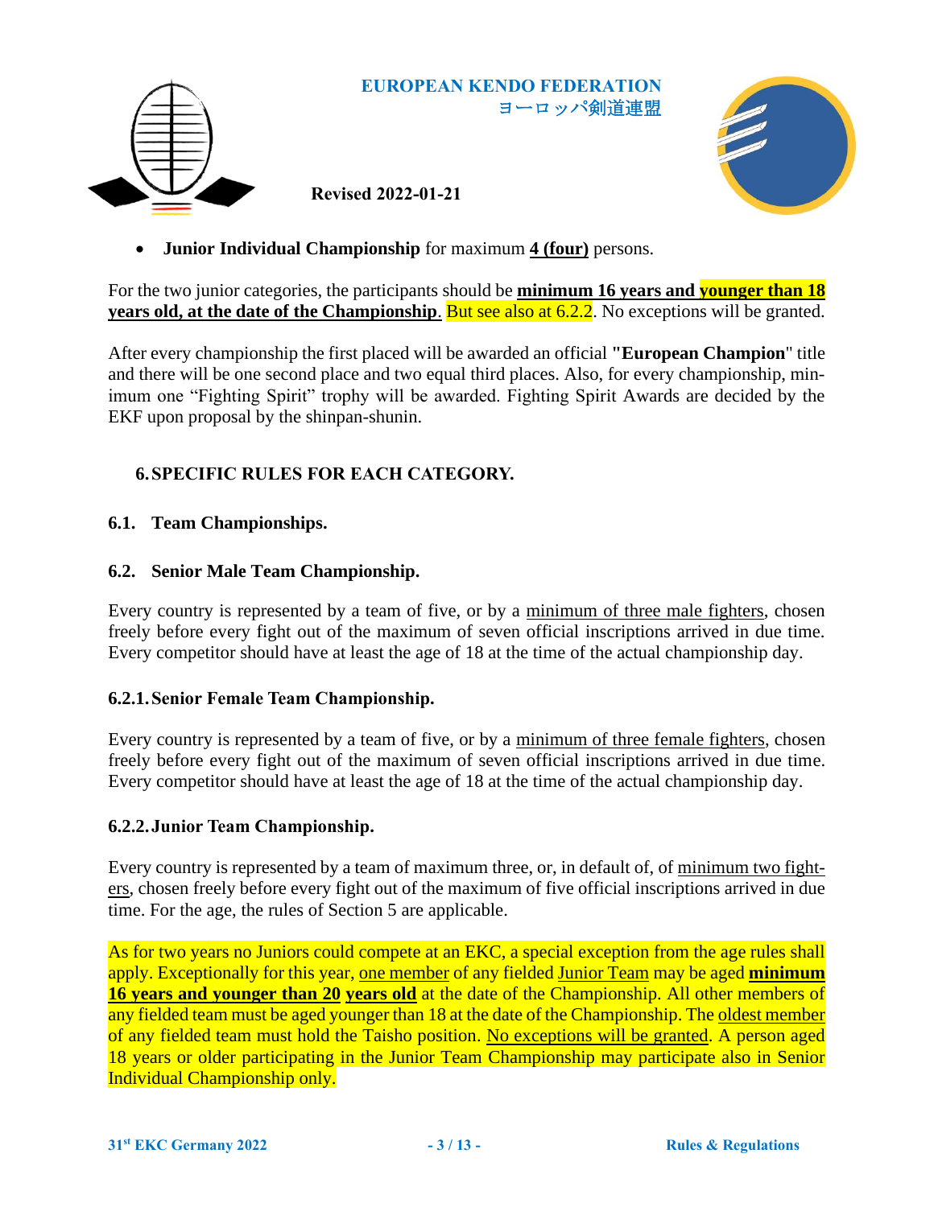- **Junior Individual Championship** for maximum **4 (four)** persons.

For the two junior categories, the participants should be **minimum 16 years and younger than 18 years old, at the date of the Championship**. But see also at 6.2.2. No exceptions will be granted.

After every championship the first placed will be awarded an official **"European Champion"** title and there will be one second place and two equal third places. Also, for every championship, minimum one "Fighting Spirit" trophy will be awarded. Fighting Spirit Awards are decided by the EKF upon proposal by the shinpan-shunin.

## 6. SPECIFIC RULES FOR EACH CATEGORY.

### 6.1. Team Championships.

### 6.2. Senior Male Team Championship.

Every country is represented by a team of five, or by a minimum of three male fighters, chosen freely before every fight out of the maximum of seven official inscriptions arrived in due time. Every competitor should have at least the age of 18 at the time of the actual championship day.

### 6.2.1. Senior Female Team Championship.

Every country is represented by a team of five, or by a minimum of three female fighters, chosen freely before every fight out of the maximum of seven official inscriptions arrived in due time. Every competitor should have at least the age of 18 at the time of the actual championship day.

### 6.2.2. Junior Team Championship.

Every country is represented by a team of maximum three, or, in default of, of minimum two fighters, chosen freely before every fight out of the maximum of five official inscriptions arrived in due time. For the age, the rules of Section 5 are applicable.

As for two years no Juniors could compete at an EKC, a special exception from the age rules shall apply. Exceptionally for this year, one member of any fielded Junior Team may be aged **minimum 16 years and younger than 20 years old** at the date of the Championship. All other members of any fielded team must be aged younger than 18 at the date of the Championship. The oldest member of any fielded team must hold the Taisho position. No exceptions will be granted. A person aged 18 years or older participating in the Junior Team Championship may participate also in Senior Individual Championship only.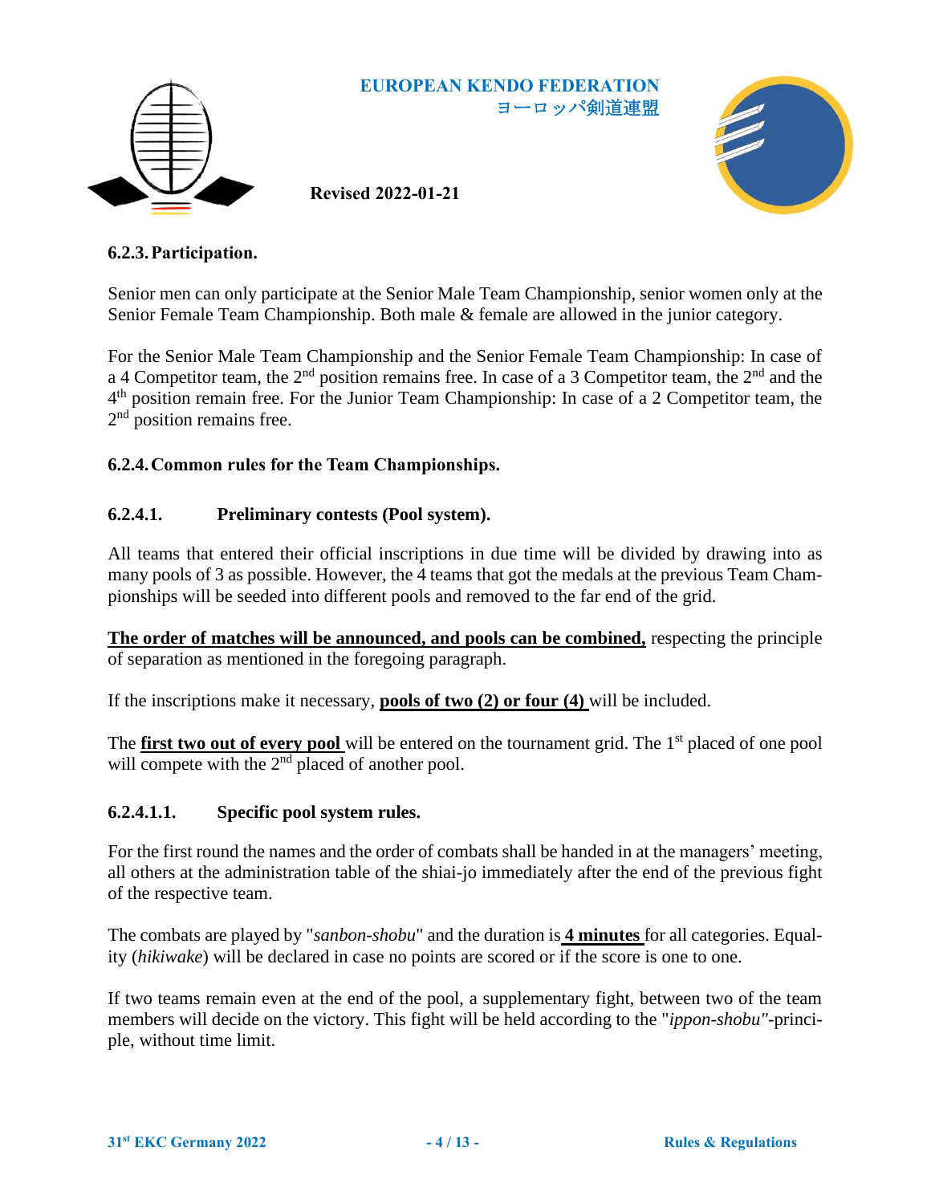### 6.2.3. Participation.

Senior men can only participate at the Senior Male Team Championship, senior women only at the Senior Female Team Championship. Both male & female are allowed in the junior category.

For the Senior Male Team Championship and the Senior Female Team Championship: In case of a 4 Competitor team, the 2nd position remains free. In case of a 3 Competitor team, the 2nd and the 4th position remain free. For the Junior Team Championship: In case of a 2 Competitor team, the 2nd position remains free.

### 6.2.4. Common rules for the Team Championships.

#### 6.2.4.1. Preliminary contests (Pool system).

All teams that entered their official inscriptions in due time will be divided by drawing into as many pools of 3 as possible. However, the 4 teams that got the medals at the previous Team Championships will be seeded into different pools and removed to the far end of the grid.

**The order of matches will be announced, and pools can be combined,** respecting the principle of separation as mentioned in the foregoing paragraph.

If the inscriptions make it necessary, **pools of two (2) or four (4)** will be included.

The **first two out of every pool** will be entered on the tournament grid. The 1st placed of one pool will compete with the 2nd placed of another pool.

#### 6.2.4.1.1. Specific pool system rules.

For the first round the names and the order of combats shall be handed in at the managers' meeting, all others at the administration table of the shiai-jo immediately after the end of the previous fight of the respective team.

The combats are played by "*sanbon-shobu*" and the duration is **4 minutes** for all categories. Equality (*hikiwake*) will be declared in case no points are scored or if the score is one to one.

If two teams remain even at the end of the pool, a supplementary fight, between two of the team members will decide on the victory. This fight will be held according to the "*ippon-shobu*"-principle, without time limit.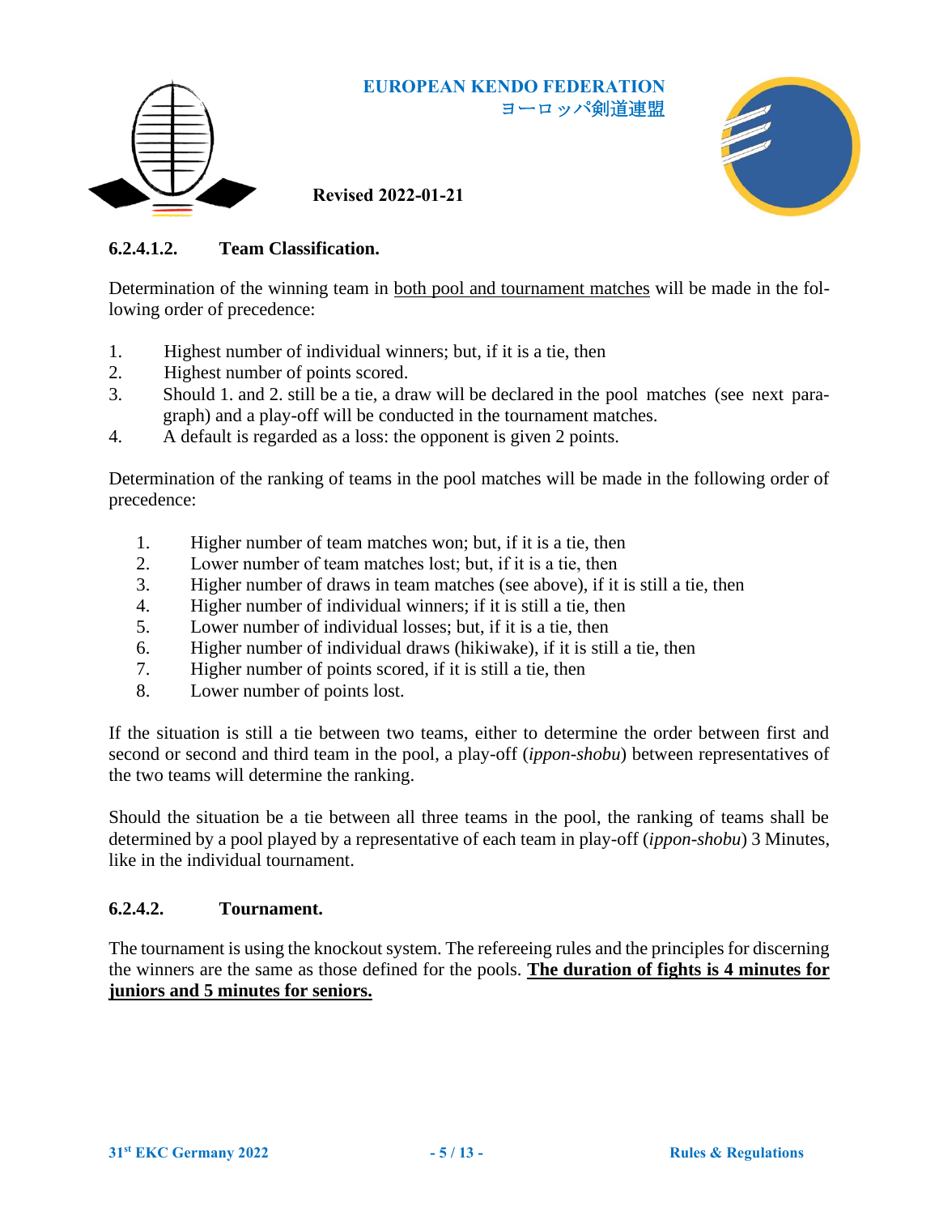#### 6.2.4.1.2. Team Classification.

Determination of the winning team in <u>both pool and tournament matches</u> will be made in the following order of precedence:

1. Highest number of individual winners; but, if it is a tie, then
2. Highest number of points scored.
3. Should 1. and 2. still be a tie, a draw will be declared in the pool matches (see next paragraph) and a play-off will be conducted in the tournament matches.
4. A default is regarded as a loss: the opponent is given 2 points.

Determination of the ranking of teams in the pool matches will be made in the following order of precedence:

1. Higher number of team matches won; but, if it is a tie, then
2. Lower number of team matches lost; but, if it is a tie, then
3. Higher number of draws in team matches (see above), if it is still a tie, then
4. Higher number of individual winners; if it is still a tie, then
5. Lower number of individual losses; but, if it is a tie, then
6. Higher number of individual draws (hikiwake), if it is still a tie, then
7. Higher number of points scored, if it is still a tie, then
8. Lower number of points lost.

If the situation is still a tie between two teams, either to determine the order between first and second or second and third team in the pool, a play-off (*ippon-shobu*) between representatives of the two teams will determine the ranking.

Should the situation be a tie between all three teams in the pool, the ranking of teams shall be determined by a pool played by a representative of each team in play-off (*ippon-shobu*) 3 Minutes, like in the individual tournament.

#### 6.2.4.2. Tournament.

The tournament is using the knockout system. The refereeing rules and the principles for discerning the winners are the same as those defined for the pools. **<u>The duration of fights is 4 minutes for juniors and 5 minutes for seniors.</u>**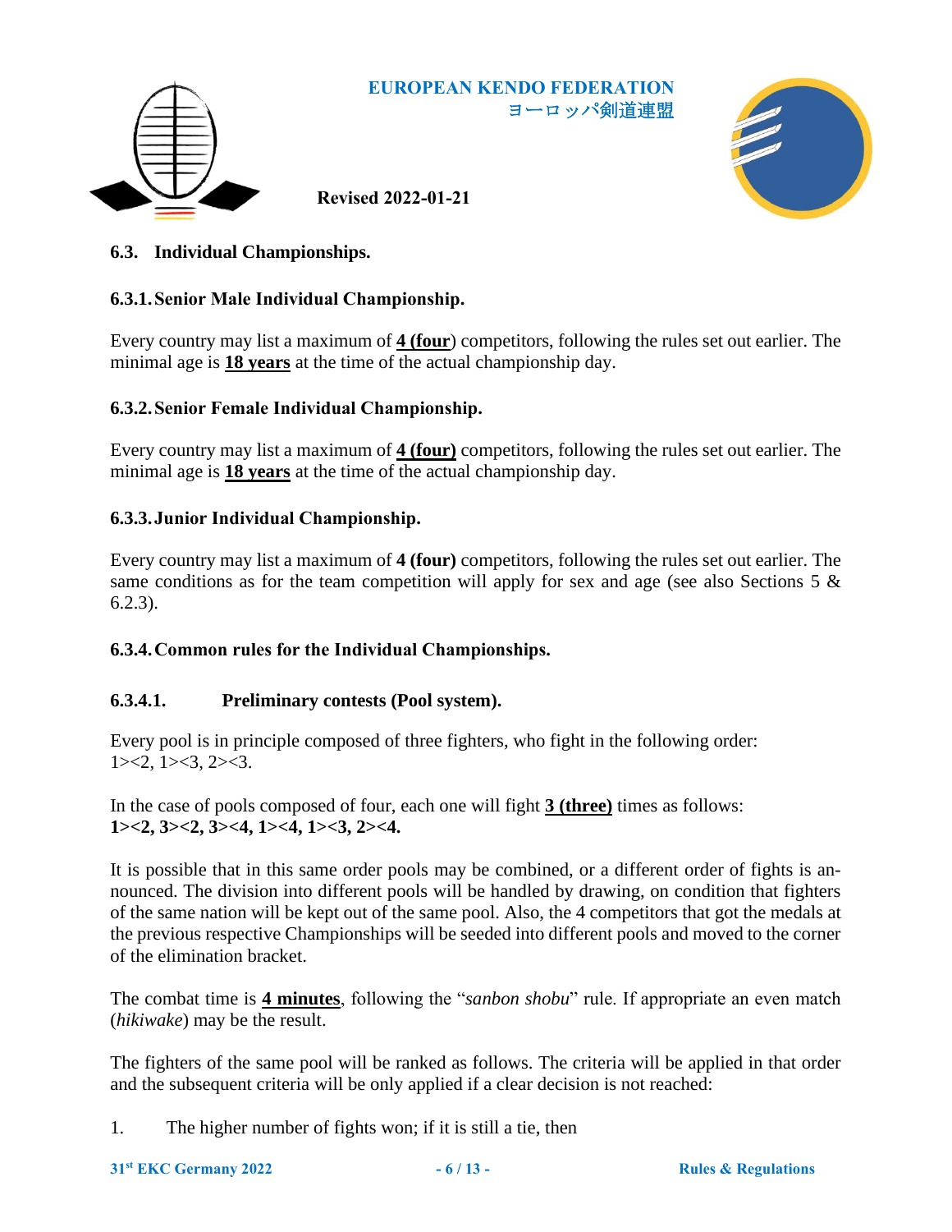### 6.3. Individual Championships.

#### 6.3.1. Senior Male Individual Championship.

Every country may list a maximum of **4 (four**) competitors, following the rules set out earlier. The minimal age is **18 years** at the time of the actual championship day.

#### 6.3.2. Senior Female Individual Championship.

Every country may list a maximum of **4 (four)** competitors, following the rules set out earlier. The minimal age is **18 years** at the time of the actual championship day.

#### 6.3.3. Junior Individual Championship.

Every country may list a maximum of **4 (four)** competitors, following the rules set out earlier. The same conditions as for the team competition will apply for sex and age (see also Sections 5 & 6.2.3).

#### 6.3.4. Common rules for the Individual Championships.

##### 6.3.4.1. Preliminary contests (Pool system).

Every pool is in principle composed of three fighters, who fight in the following order: 1><2, 1><3, 2><3.

In the case of pools composed of four, each one will fight **3 (three)** times as follows: **1><2, 3><2, 3><4, 1><4, 1><3, 2><4.**

It is possible that in this same order pools may be combined, or a different order of fights is announced. The division into different pools will be handled by drawing, on condition that fighters of the same nation will be kept out of the same pool. Also, the 4 competitors that got the medals at the previous respective Championships will be seeded into different pools and moved to the corner of the elimination bracket.

The combat time is **4 minutes**, following the "*sanbon shobu*" rule. If appropriate an even match (*hikiwake*) may be the result.

The fighters of the same pool will be ranked as follows. The criteria will be applied in that order and the subsequent criteria will be only applied if a clear decision is not reached:

1. The higher number of fights won; if it is still a tie, then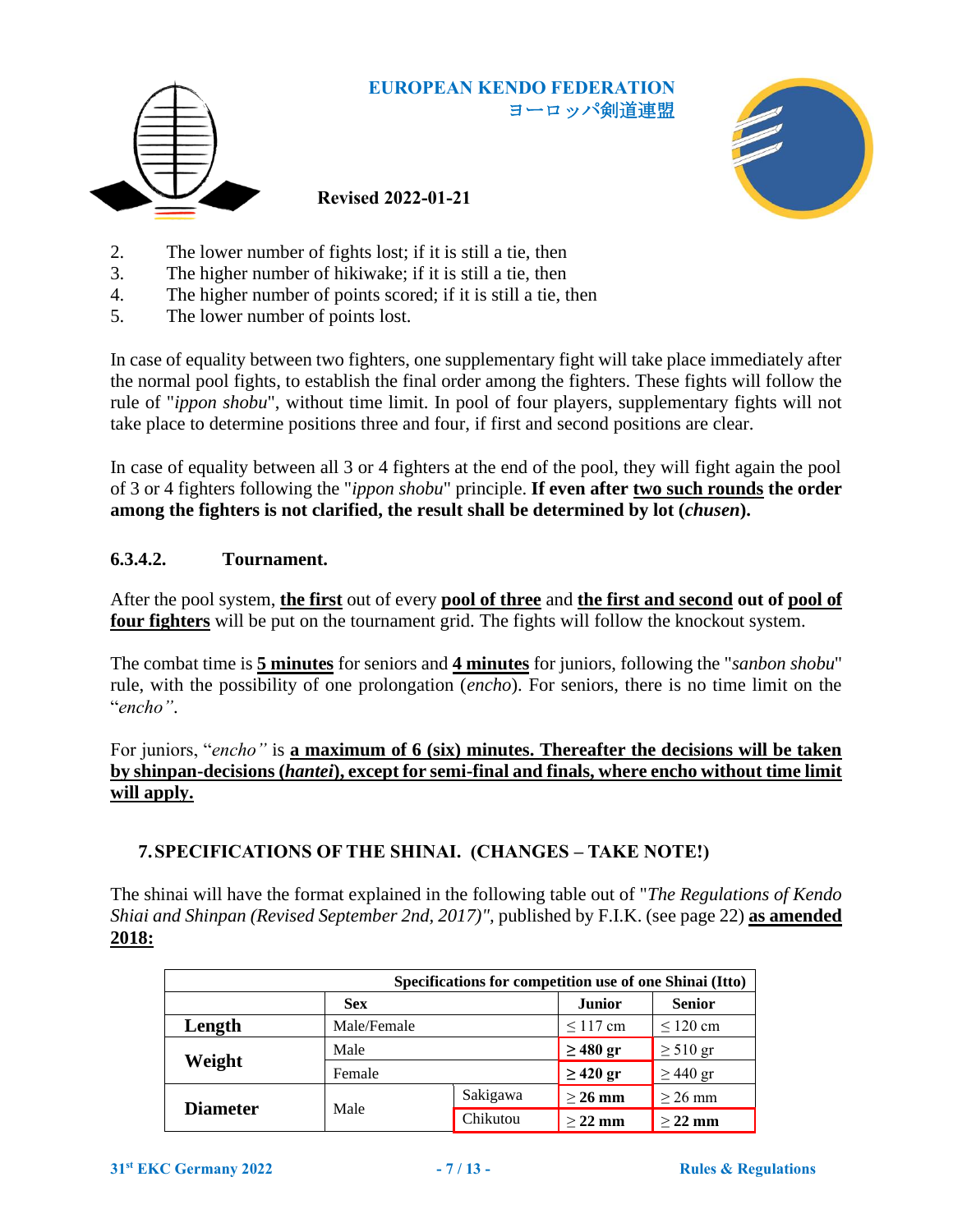2. The lower number of fights lost; if it is still a tie, then
3. The higher number of hikiwake; if it is still a tie, then
4. The higher number of points scored; if it is still a tie, then
5. The lower number of points lost.

In case of equality between two fighters, one supplementary fight will take place immediately after the normal pool fights, to establish the final order among the fighters. These fights will follow the rule of "*ippon shobu*", without time limit. In pool of four players, supplementary fights will not take place to determine positions three and four, if first and second positions are clear.

In case of equality between all 3 or 4 fighters at the end of the pool, they will fight again the pool of 3 or 4 fighters following the "*ippon shobu*" principle. **If even after <u>two such rounds</u> the order among the fighters is not clarified, the result shall be determined by lot (*chusen*).**

#### 6.3.4.2. Tournament.

After the pool system, **<u>the first</u>** out of every **<u>pool of three</u>** and **<u>the first and second</u> out of <u>pool of four fighters</u>** will be put on the tournament grid. The fights will follow the knockout system.

The combat time is **<u>5 minutes</u>** for seniors and **<u>4 minutes</u>** for juniors, following the "*sanbon shobu*" rule, with the possibility of one prolongation (*encho*). For seniors, there is no time limit on the "*encho*".

For juniors, "*encho*" is **<u>a maximum of 6 (six) minutes. Thereafter the decisions will be taken by shinpan-decisions (*hantei*), except for semi-final and finals, where encho without time limit will apply.</u>**

## 7. SPECIFICATIONS OF THE SHINAI. (CHANGES – TAKE NOTE!)

The shinai will have the format explained in the following table out of "*The Regulations of Kendo Shiai and Shinpan (Revised September 2nd, 2017)*", published by F.I.K. (see page 22) **<u>as amended 2018:</u>**

| Specifications for competition use of one Shinai (Itto) | | | | |
|---|---|---|---|---|
| | **Sex** | | **Junior** | **Senior** |
| **Length** | Male/Female | | ≤ 117 cm | ≤ 120 cm |
| **Weight** | Male | | **≥ 480 gr** | ≥ 510 gr |
| | Female | | **≥ 420 gr** | ≥ 440 gr |
| **Diameter** | Male | Sakigawa | **≥ 26 mm** | ≥ 26 mm |
| | | Chikutou | **≥ 22 mm** | **≥ 22 mm** |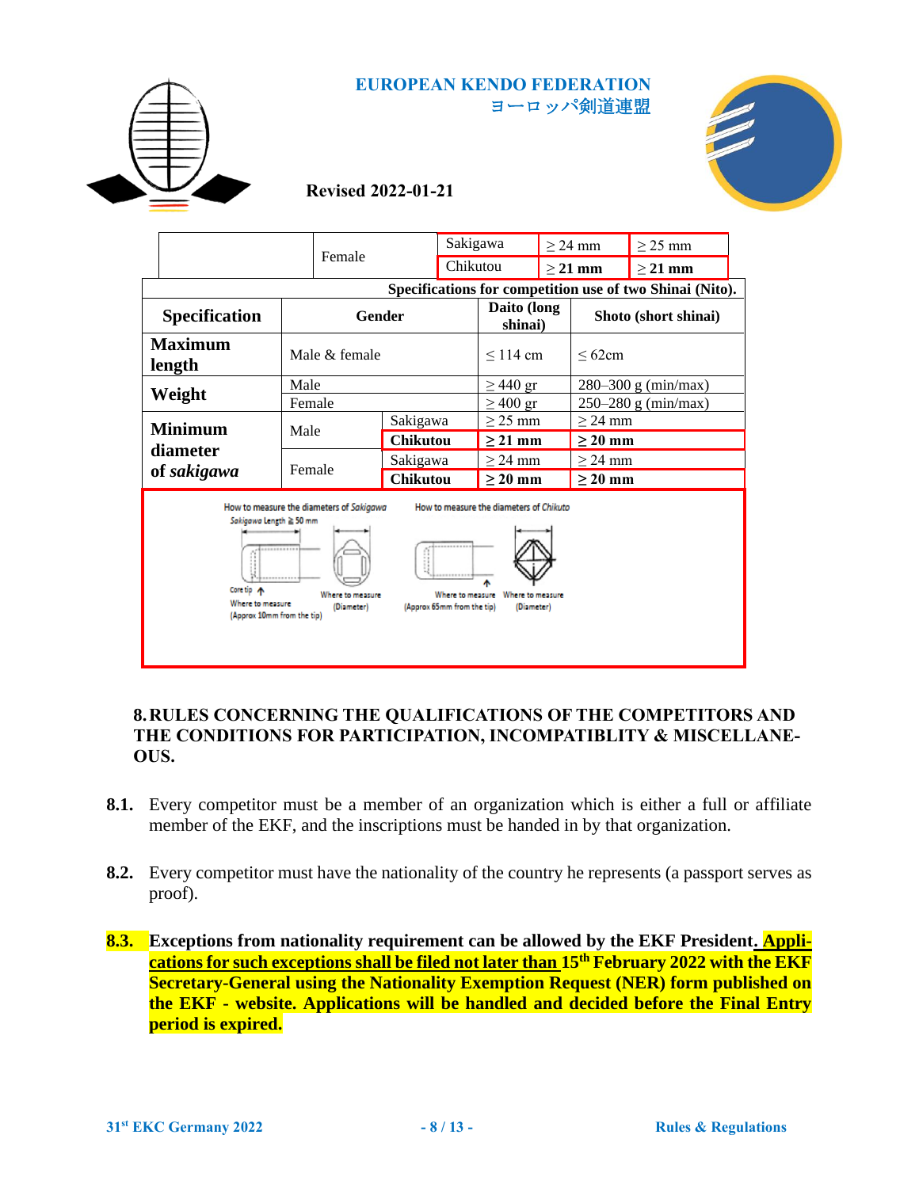| | Female | Sakigawa | ≥ 24 mm | ≥ 25 mm |
|---|---|---|---|---|
| | | Chikutou | **≥ 21 mm** | **≥ 21 mm** |

**Specifications for competition use of two Shinai (Nito).**

| Specification | Gender | | Daito (long shinai) | Shoto (short shinai) |
|---|---|---|---|---|
| **Maximum length** | Male & female | | ≤ 114 cm | ≤ 62cm |
| **Weight** | Male | | ≥ 440 gr | 280–300 g (min/max) |
| | Female | | ≥ 400 gr | 250–280 g (min/max) |
| **Minimum diameter of *sakigawa*** | Male | Sakigawa | ≥ 25 mm | ≥ 24 mm |
| | | **Chikutou** | **≥ 21 mm** | **≥ 20 mm** |
| | Female | Sakigawa | ≥ 24 mm | ≥ 24 mm |
| | | **Chikutou** | **≥ 20 mm** | **≥ 20 mm** |

How to measure the diameters of *Sakigawa*

*Sakigawa* Length ≧ 50 mm

Core tip — Where to measure (Approx 10mm from the tip) — Where to measure (Diameter)

How to measure the diameters of *Chikuto*

Where to measure (Approx 65mm from the tip) — Where to measure (Diameter)

## 8. RULES CONCERNING THE QUALIFICATIONS OF THE COMPETITORS AND THE CONDITIONS FOR PARTICIPATION, INCOMPATIBLITY & MISCELLANEOUS.

**8.1.** Every competitor must be a member of an organization which is either a full or affiliate member of the EKF, and the inscriptions must be handed in by that organization.

**8.2.** Every competitor must have the nationality of the country he represents (a passport serves as proof).

**8.3.** **Exceptions from nationality requirement can be allowed by the EKF President. Applications for such exceptions shall be filed not later than 15th February 2022 with the EKF Secretary-General using the Nationality Exemption Request (NER) form published on the EKF - website. Applications will be handled and decided before the Final Entry period is expired.**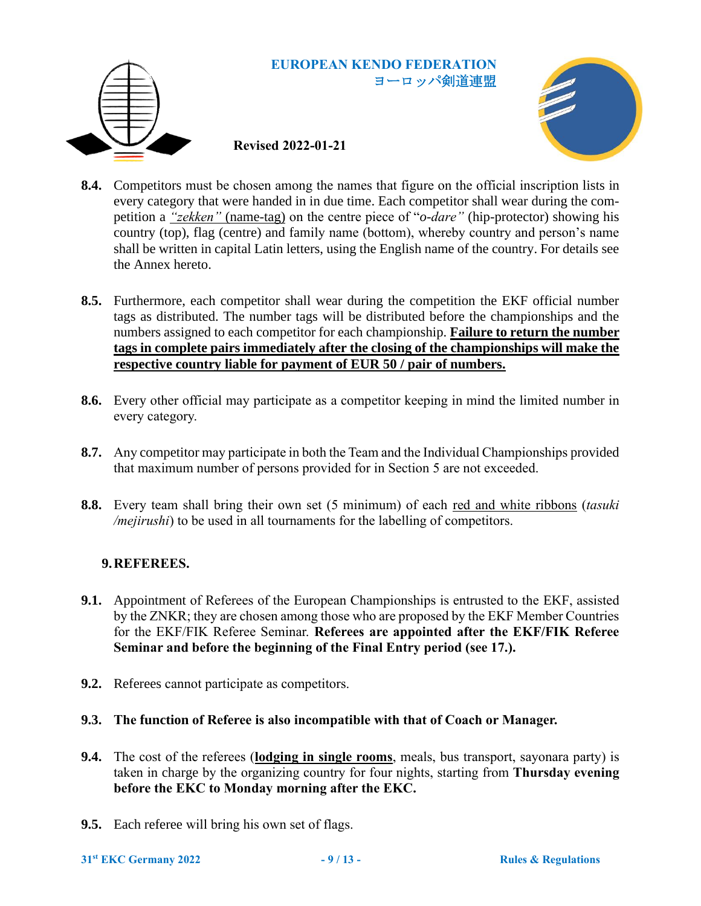**8.4.** Competitors must be chosen among the names that figure on the official inscription lists in every category that were handed in in due time. Each competitor shall wear during the competition a <u>*"zekken"* (name-tag)</u> on the centre piece of "*o-dare*" (hip-protector) showing his country (top), flag (centre) and family name (bottom), whereby country and person's name shall be written in capital Latin letters, using the English name of the country. For details see the Annex hereto.

**8.5.** Furthermore, each competitor shall wear during the competition the EKF official number tags as distributed. The number tags will be distributed before the championships and the numbers assigned to each competitor for each championship. <u>**Failure to return the number tags in complete pairs immediately after the closing of the championships will make the respective country liable for payment of EUR 50 / pair of numbers.**</u>

**8.6.** Every other official may participate as a competitor keeping in mind the limited number in every category.

**8.7.** Any competitor may participate in both the Team and the Individual Championships provided that maximum number of persons provided for in Section 5 are not exceeded.

**8.8.** Every team shall bring their own set (5 minimum) of each <u>red and white ribbons</u> (*tasuki /mejirushi*) to be used in all tournaments for the labelling of competitors.

## 9. REFEREES.

**9.1.** Appointment of Referees of the European Championships is entrusted to the EKF, assisted by the ZNKR; they are chosen among those who are proposed by the EKF Member Countries for the EKF/FIK Referee Seminar. **Referees are appointed after the EKF/FIK Referee Seminar and before the beginning of the Final Entry period (see 17.).**

**9.2.** Referees cannot participate as competitors.

**9.3. The function of Referee is also incompatible with that of Coach or Manager.**

**9.4.** The cost of the referees (<u>**lodging in single rooms**</u>, meals, bus transport, sayonara party) is taken in charge by the organizing country for four nights, starting from **Thursday evening before the EKC to Monday morning after the EKC.**

**9.5.** Each referee will bring his own set of flags.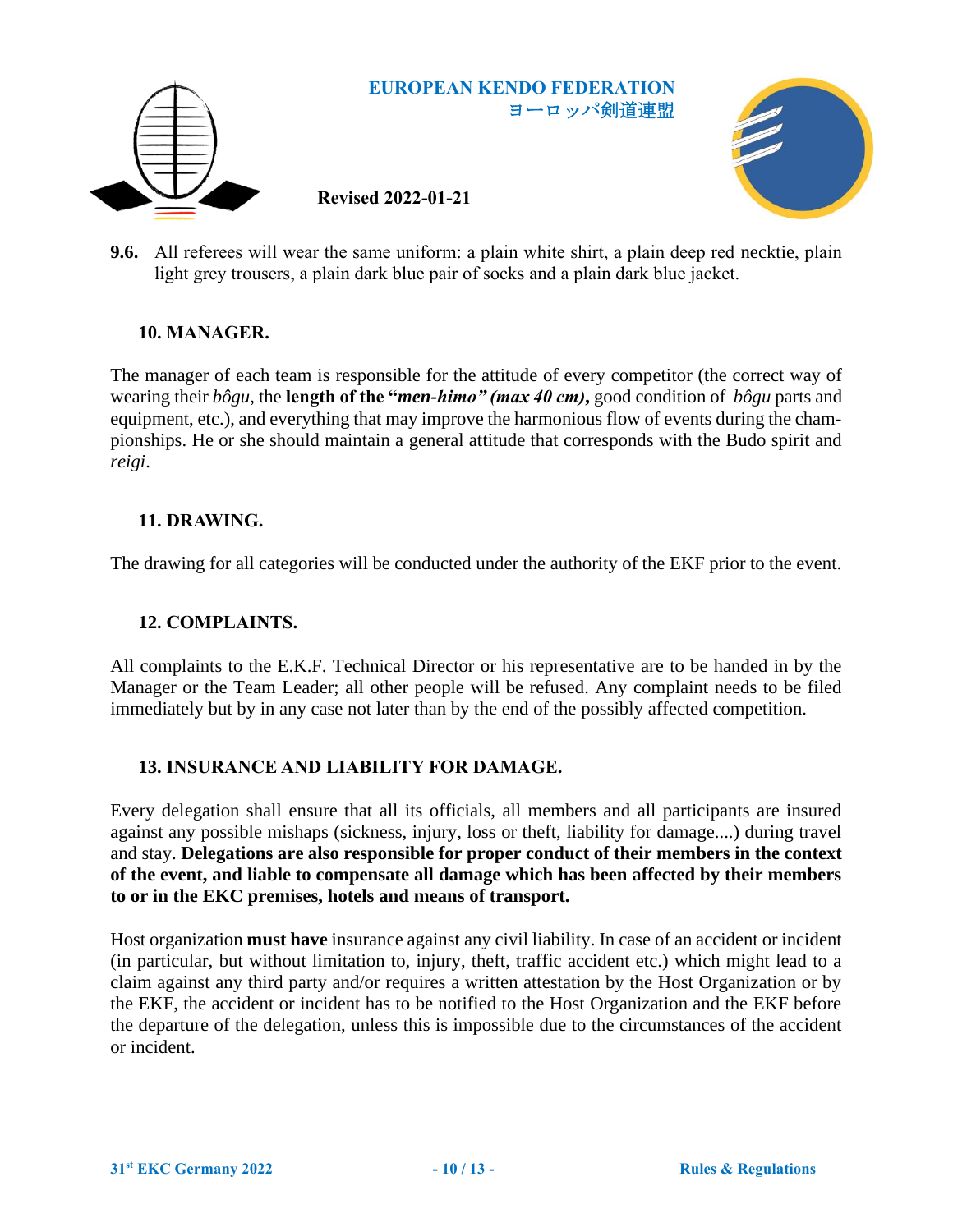**9.6.** All referees will wear the same uniform: a plain white shirt, a plain deep red necktie, plain light grey trousers, a plain dark blue pair of socks and a plain dark blue jacket.

## 10. MANAGER.

The manager of each team is responsible for the attitude of every competitor (the correct way of wearing their *bôgu*, the **length of the "*men-himo*" *(max 40 cm)*,** good condition of *bôgu* parts and equipment, etc.), and everything that may improve the harmonious flow of events during the championships. He or she should maintain a general attitude that corresponds with the Budo spirit and *reigi*.

## 11. DRAWING.

The drawing for all categories will be conducted under the authority of the EKF prior to the event.

## 12. COMPLAINTS.

All complaints to the E.K.F. Technical Director or his representative are to be handed in by the Manager or the Team Leader; all other people will be refused. Any complaint needs to be filed immediately but by in any case not later than by the end of the possibly affected competition.

## 13. INSURANCE AND LIABILITY FOR DAMAGE.

Every delegation shall ensure that all its officials, all members and all participants are insured against any possible mishaps (sickness, injury, loss or theft, liability for damage....) during travel and stay. **Delegations are also responsible for proper conduct of their members in the context of the event, and liable to compensate all damage which has been affected by their members to or in the EKC premises, hotels and means of transport.**

Host organization **must have** insurance against any civil liability. In case of an accident or incident (in particular, but without limitation to, injury, theft, traffic accident etc.) which might lead to a claim against any third party and/or requires a written attestation by the Host Organization or by the EKF, the accident or incident has to be notified to the Host Organization and the EKF before the departure of the delegation, unless this is impossible due to the circumstances of the accident or incident.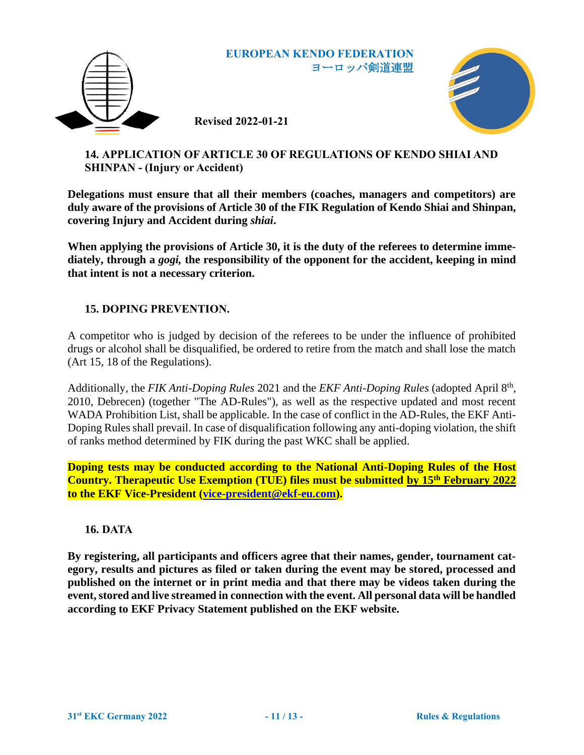## 14. APPLICATION OF ARTICLE 30 OF REGULATIONS OF KENDO SHIAI AND SHINPAN - (Injury or Accident)

**Delegations must ensure that all their members (coaches, managers and competitors) are duly aware of the provisions of Article 30 of the FIK Regulation of Kendo Shiai and Shinpan, covering Injury and Accident during *shiai*.**

**When applying the provisions of Article 30, it is the duty of the referees to determine immediately, through a *gogi,* the responsibility of the opponent for the accident, keeping in mind that intent is not a necessary criterion.**

## 15. DOPING PREVENTION.

A competitor who is judged by decision of the referees to be under the influence of prohibited drugs or alcohol shall be disqualified, be ordered to retire from the match and shall lose the match (Art 15, 18 of the Regulations).

Additionally, the *FIK Anti-Doping Rules* 2021 and the *EKF Anti-Doping Rules* (adopted April 8th, 2010, Debrecen) (together "The AD-Rules"), as well as the respective updated and most recent WADA Prohibition List, shall be applicable. In the case of conflict in the AD-Rules, the EKF Anti-Doping Rules shall prevail. In case of disqualification following any anti-doping violation, the shift of ranks method determined by FIK during the past WKC shall be applied.

**Doping tests may be conducted according to the National Anti-Doping Rules of the Host Country. Therapeutic Use Exemption (TUE) files must be submitted by 15th February 2022 to the EKF Vice-President (vice-president@ekf-eu.com).**

## 16. DATA

**By registering, all participants and officers agree that their names, gender, tournament category, results and pictures as filed or taken during the event may be stored, processed and published on the internet or in print media and that there may be videos taken during the event, stored and live streamed in connection with the event. All personal data will be handled according to EKF Privacy Statement published on the EKF website.**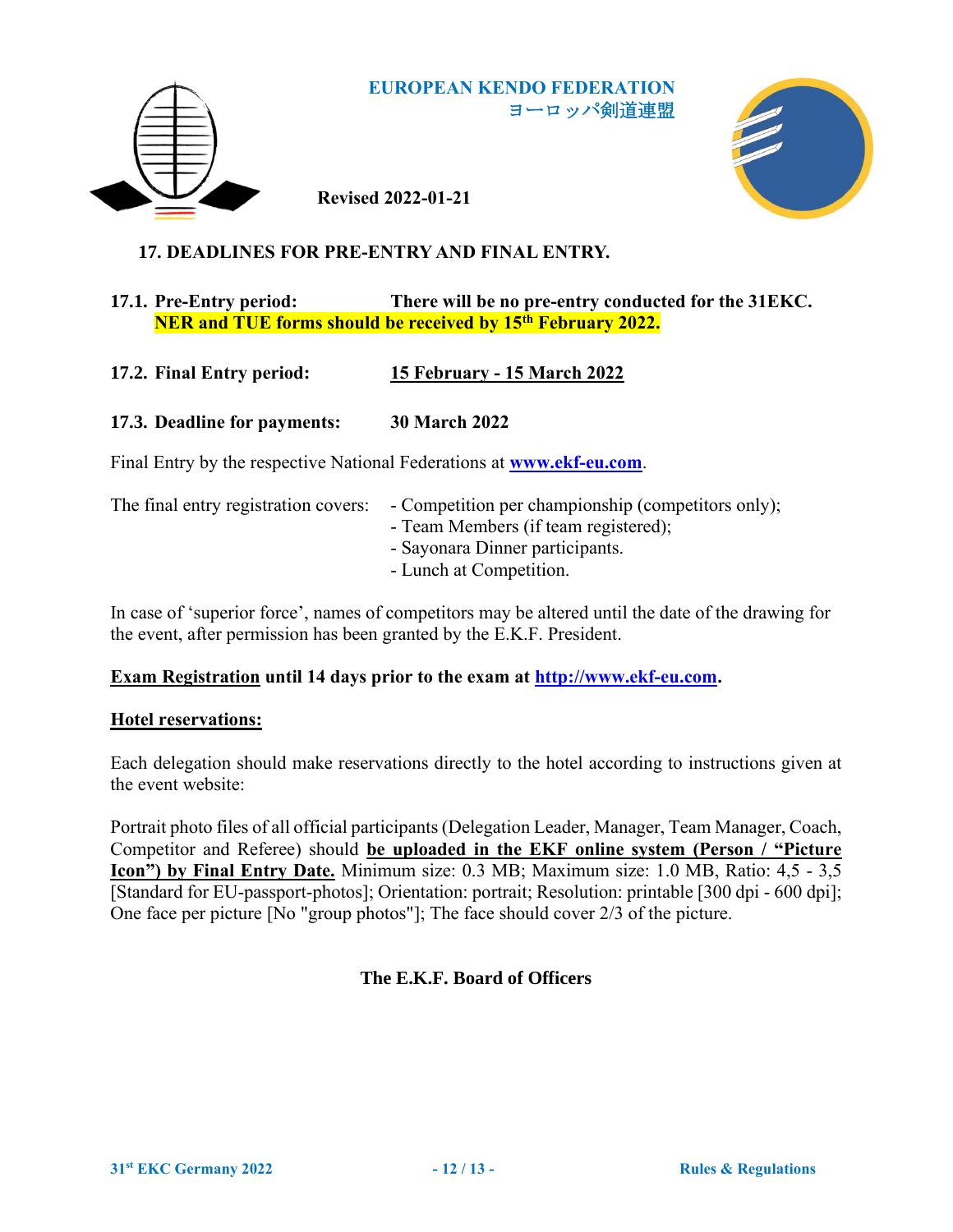**EUROPEAN KENDO FEDERATION**
**ヨーロッパ剣道連盟**

**Revised 2022-01-21**

## 17. DEADLINES FOR PRE-ENTRY AND FINAL ENTRY.

**17.1. Pre-Entry period:** **There will be no pre-entry conducted for the 31EKC.**
**NER and TUE forms should be received by 15th February 2022.**

**17.2. Final Entry period:** **15 February - 15 March 2022**

**17.3. Deadline for payments:** **30 March 2022**

Final Entry by the respective National Federations at **www.ekf-eu.com**.

The final entry registration covers:
- Competition per championship (competitors only);
- Team Members (if team registered);
- Sayonara Dinner participants.
- Lunch at Competition.

In case of 'superior force', names of competitors may be altered until the date of the drawing for the event, after permission has been granted by the E.K.F. President.

**Exam Registration until 14 days prior to the exam at http://www.ekf-eu.com.**

**Hotel reservations:**

Each delegation should make reservations directly to the hotel according to instructions given at the event website:

Portrait photo files of all official participants (Delegation Leader, Manager, Team Manager, Coach, Competitor and Referee) should **be uploaded in the EKF online system (Person / "Picture Icon") by Final Entry Date.** Minimum size: 0.3 MB; Maximum size: 1.0 MB, Ratio: 4,5 - 3,5 [Standard for EU-passport-photos]; Orientation: portrait; Resolution: printable [300 dpi - 600 dpi]; One face per picture [No "group photos"]; The face should cover 2/3 of the picture.

**The E.K.F. Board of Officers**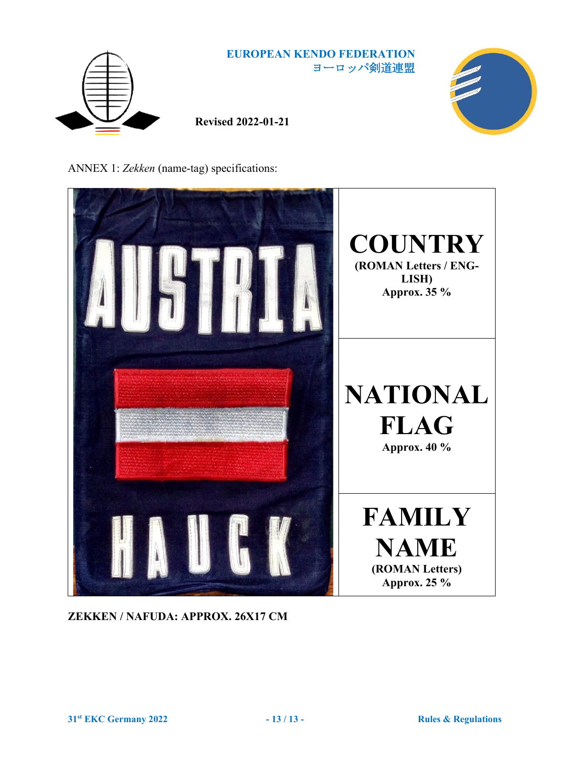**EUROPEAN KENDO FEDERATION**
ヨーロッパ剣道連盟

**Revised 2022-01-21**

ANNEX 1: *Zekken* (name-tag) specifications:

| | |
|---|---|
| AUSTRIA | **COUNTRY** **(ROMAN Letters / ENG-LISH)** **Approx. 35 %** |
| | **NATIONAL FLAG** **Approx. 40 %** |
| HAUCK | **FAMILY NAME** **(ROMAN Letters)** **Approx. 25 %** |

**ZEKKEN / NAFUDA: APPROX. 26X17 CM**